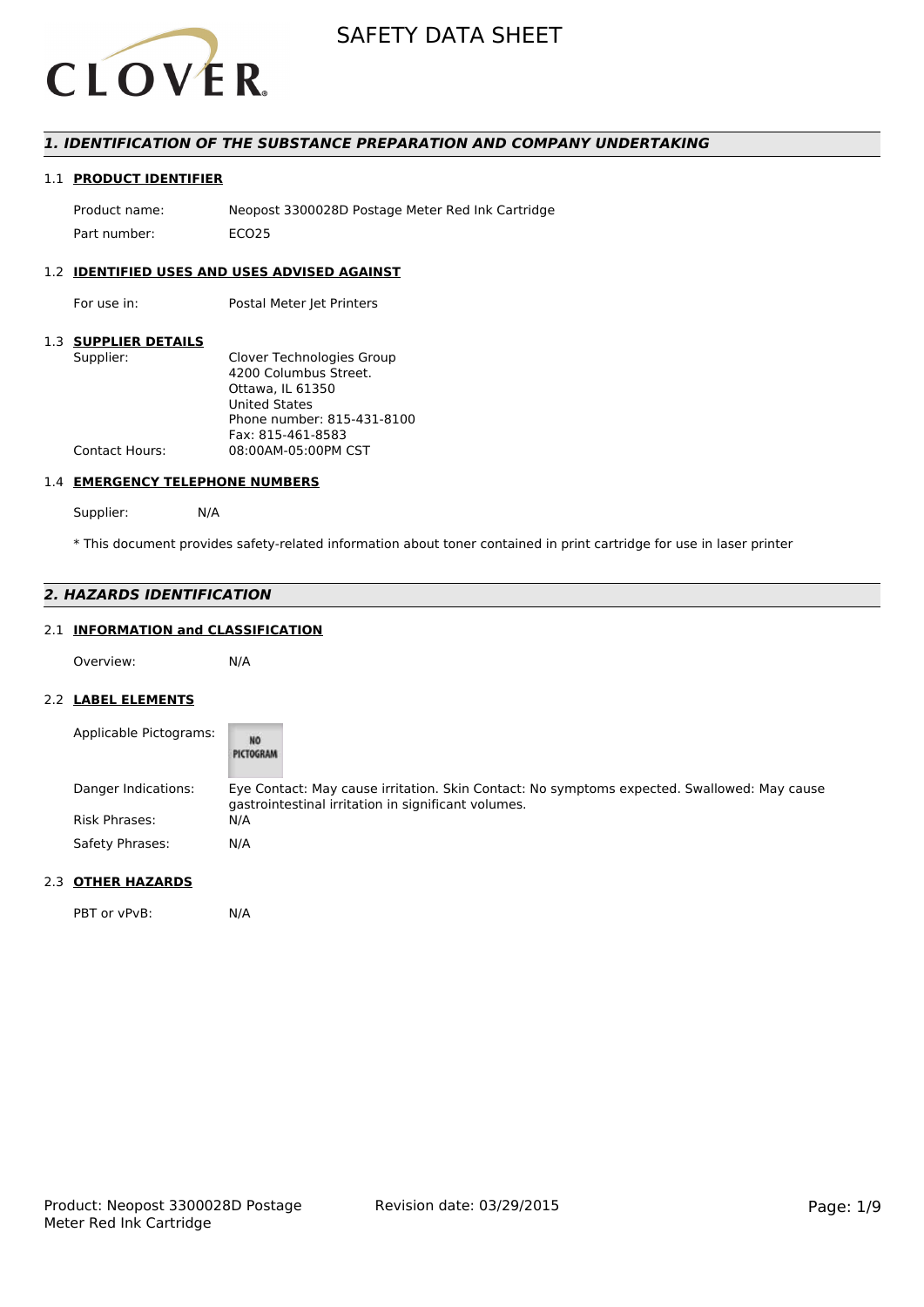# SAFETY DATA SHEET

## 1. IDENTIFICATION OF THE SUBSTANCE PREPARATION AND COMPANY UNDERTAKING

### 1.1 PRODUCT IDENTIFIER

| | |
|---|---|
| Product name: | Neopost 3300028D Postage Meter Red Ink Cartridge |
| Part number: | ECO25 |

### 1.2 IDENTIFIED USES AND USES ADVISED AGAINST

| | |
|---|---|
| For use in: | Postal Meter Jet Printers |

### 1.3 SUPPLIER DETAILS

| | |
|---|---|
| Supplier: | Clover Technologies Group<br>4200 Columbus Street.<br>Ottawa, IL 61350<br>United States<br>Phone number: 815-431-8100<br>Fax: 815-461-8583 |
| Contact Hours: | 08:00AM-05:00PM CST |

### 1.4 EMERGENCY TELEPHONE NUMBERS

Supplier: N/A

* This document provides safety-related information about toner contained in print cartridge for use in laser printer

## 2. HAZARDS IDENTIFICATION

### 2.1 INFORMATION and CLASSIFICATION

Overview: N/A

### 2.2 LABEL ELEMENTS

| | |
|---|---|
| Applicable Pictograms: | NO PICTOGRAM |
| Danger Indications: | Eye Contact: May cause irritation. Skin Contact: No symptoms expected. Swallowed: May cause gastrointestinal irritation in significant volumes. |
| Risk Phrases: | N/A |
| Safety Phrases: | N/A |

### 2.3 OTHER HAZARDS

PBT or vPvB: N/A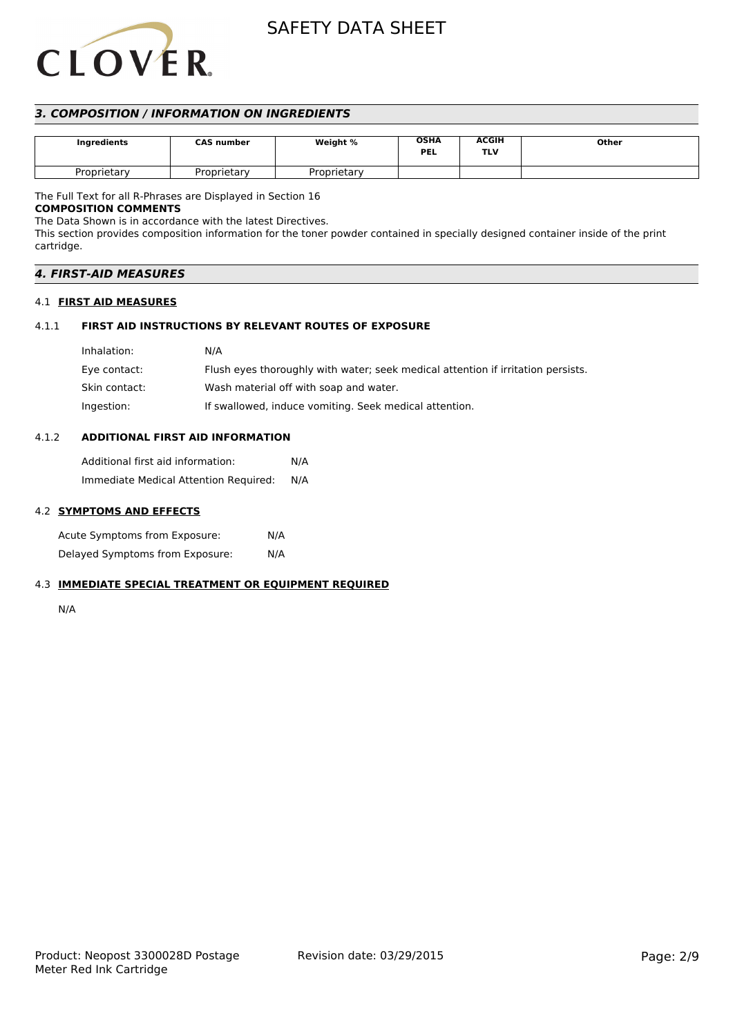## *3. COMPOSITION / INFORMATION ON INGREDIENTS*

| Ingredients | CAS number | Weight % | OSHA PEL | ACGIH TLV | Other |
|---|---|---|---|---|---|
| Proprietary | Proprietary | Proprietary | | | |

The Full Text for all R-Phrases are Displayed in Section 16

**COMPOSITION COMMENTS**

The Data Shown is in accordance with the latest Directives.

This section provides composition information for the toner powder contained in specially designed container inside of the print cartridge.

## *4. FIRST-AID MEASURES*

### 4.1 FIRST AID MEASURES

#### 4.1.1 FIRST AID INSTRUCTIONS BY RELEVANT ROUTES OF EXPOSURE

Inhalation: N/A

Eye contact: Flush eyes thoroughly with water; seek medical attention if irritation persists.

Skin contact: Wash material off with soap and water.

Ingestion: If swallowed, induce vomiting. Seek medical attention.

#### 4.1.2 ADDITIONAL FIRST AID INFORMATION

Additional first aid information: N/A

Immediate Medical Attention Required: N/A

### 4.2 SYMPTOMS AND EFFECTS

Acute Symptoms from Exposure: N/A

Delayed Symptoms from Exposure: N/A

### 4.3 IMMEDIATE SPECIAL TREATMENT OR EQUIPMENT REQUIRED

N/A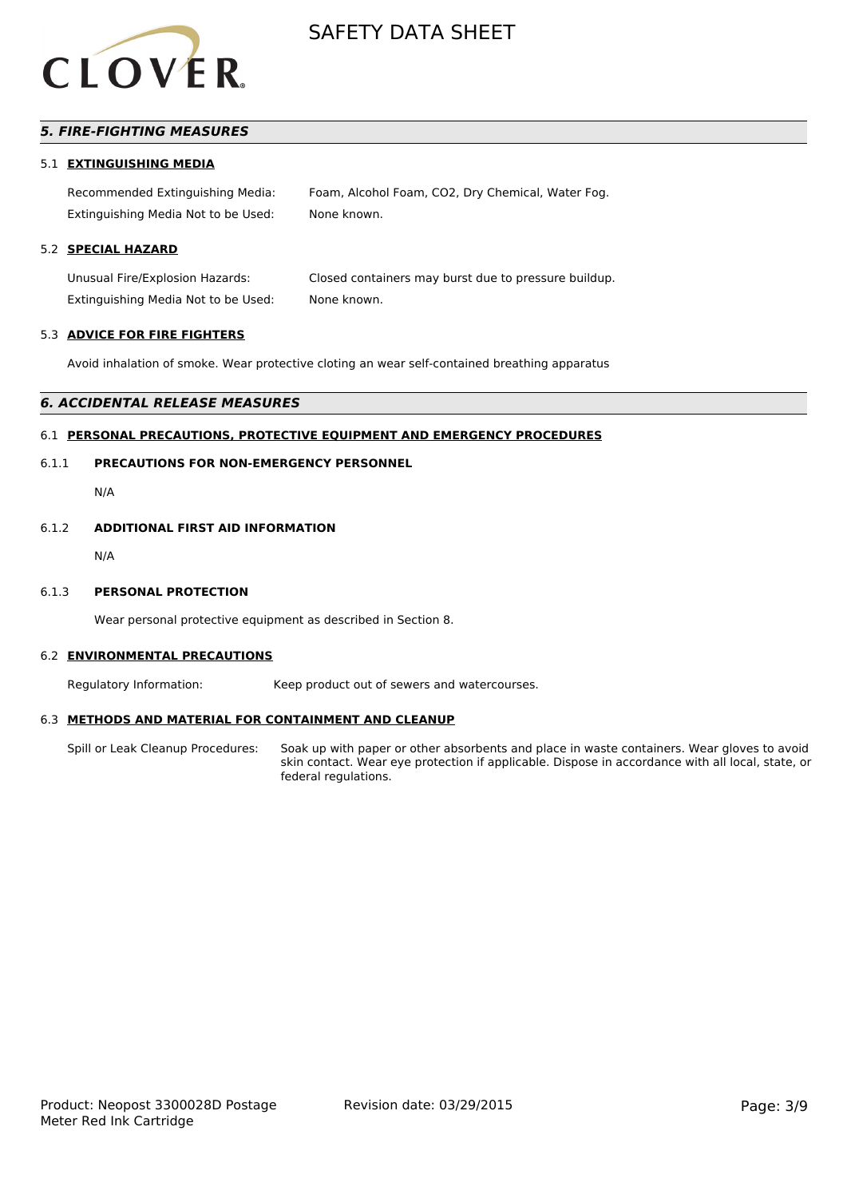## 5. FIRE-FIGHTING MEASURES

### 5.1 EXTINGUISHING MEDIA

| | |
|---|---|
| Recommended Extinguishing Media: | Foam, Alcohol Foam, CO2, Dry Chemical, Water Fog. |
| Extinguishing Media Not to be Used: | None known. |

### 5.2 SPECIAL HAZARD

| | |
|---|---|
| Unusual Fire/Explosion Hazards: | Closed containers may burst due to pressure buildup. |
| Extinguishing Media Not to be Used: | None known. |

### 5.3 ADVICE FOR FIRE FIGHTERS

Avoid inhalation of smoke. Wear protective cloting an wear self-contained breathing apparatus

## 6. ACCIDENTAL RELEASE MEASURES

### 6.1 PERSONAL PRECAUTIONS, PROTECTIVE EQUIPMENT AND EMERGENCY PROCEDURES

#### 6.1.1 PRECAUTIONS FOR NON-EMERGENCY PERSONNEL

N/A

#### 6.1.2 ADDITIONAL FIRST AID INFORMATION

N/A

#### 6.1.3 PERSONAL PROTECTION

Wear personal protective equipment as described in Section 8.

### 6.2 ENVIRONMENTAL PRECAUTIONS

| | |
|---|---|
| Regulatory Information: | Keep product out of sewers and watercourses. |

### 6.3 METHODS AND MATERIAL FOR CONTAINMENT AND CLEANUP

| | |
|---|---|
| Spill or Leak Cleanup Procedures: | Soak up with paper or other absorbents and place in waste containers. Wear gloves to avoid skin contact. Wear eye protection if applicable. Dispose in accordance with all local, state, or federal regulations. |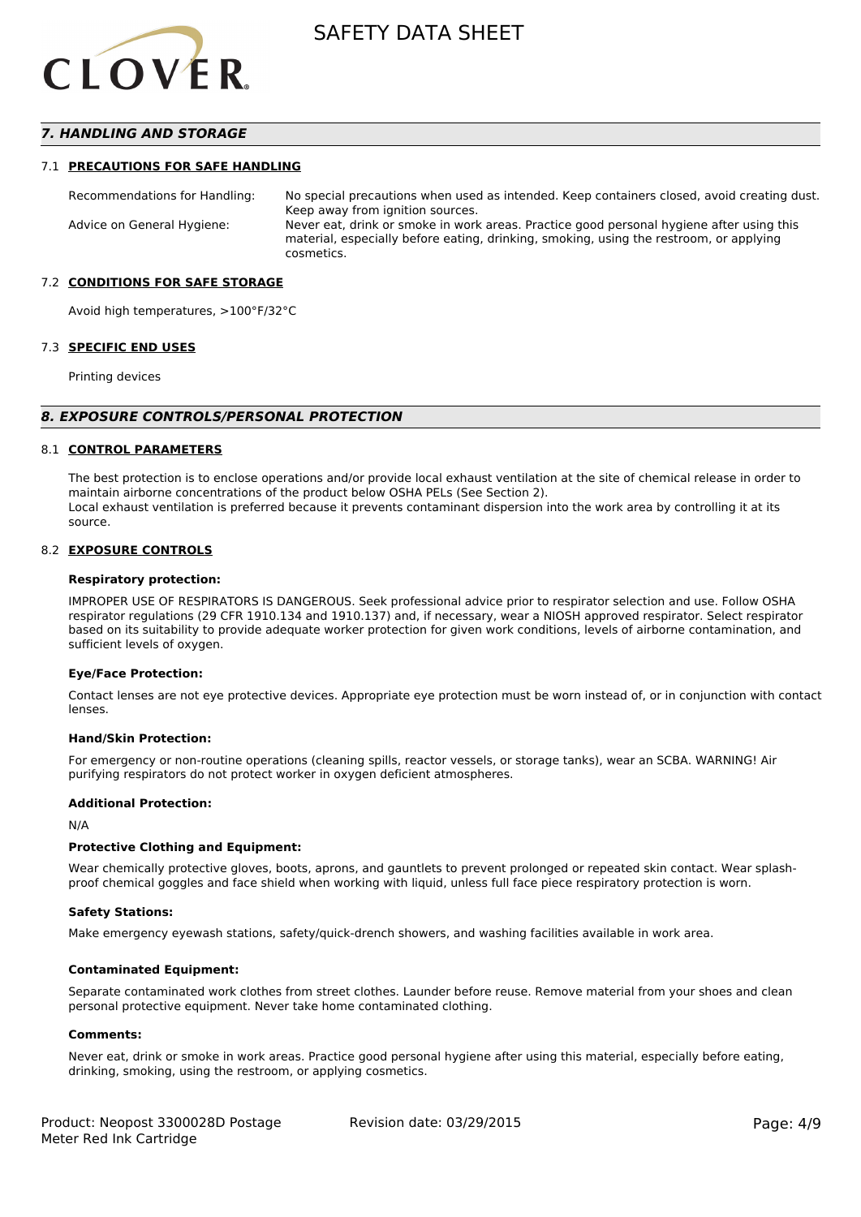## 7. HANDLING AND STORAGE

### 7.1 PRECAUTIONS FOR SAFE HANDLING

| | |
|---|---|
| Recommendations for Handling: | No special precautions when used as intended. Keep containers closed, avoid creating dust. Keep away from ignition sources. |
| Advice on General Hygiene: | Never eat, drink or smoke in work areas. Practice good personal hygiene after using this material, especially before eating, drinking, smoking, using the restroom, or applying cosmetics. |

### 7.2 CONDITIONS FOR SAFE STORAGE

Avoid high temperatures, >100°F/32°C

### 7.3 SPECIFIC END USES

Printing devices

## 8. EXPOSURE CONTROLS/PERSONAL PROTECTION

### 8.1 CONTROL PARAMETERS

The best protection is to enclose operations and/or provide local exhaust ventilation at the site of chemical release in order to maintain airborne concentrations of the product below OSHA PELs (See Section 2).
Local exhaust ventilation is preferred because it prevents contaminant dispersion into the work area by controlling it at its source.

### 8.2 EXPOSURE CONTROLS

**Respiratory protection:**

IMPROPER USE OF RESPIRATORS IS DANGEROUS. Seek professional advice prior to respirator selection and use. Follow OSHA respirator regulations (29 CFR 1910.134 and 1910.137) and, if necessary, wear a NIOSH approved respirator. Select respirator based on its suitability to provide adequate worker protection for given work conditions, levels of airborne contamination, and sufficient levels of oxygen.

**Eye/Face Protection:**

Contact lenses are not eye protective devices. Appropriate eye protection must be worn instead of, or in conjunction with contact lenses.

**Hand/Skin Protection:**

For emergency or non-routine operations (cleaning spills, reactor vessels, or storage tanks), wear an SCBA. WARNING! Air purifying respirators do not protect worker in oxygen deficient atmospheres.

**Additional Protection:**

N/A

**Protective Clothing and Equipment:**

Wear chemically protective gloves, boots, aprons, and gauntlets to prevent prolonged or repeated skin contact. Wear splash-proof chemical goggles and face shield when working with liquid, unless full face piece respiratory protection is worn.

**Safety Stations:**

Make emergency eyewash stations, safety/quick-drench showers, and washing facilities available in work area.

**Contaminated Equipment:**

Separate contaminated work clothes from street clothes. Launder before reuse. Remove material from your shoes and clean personal protective equipment. Never take home contaminated clothing.

**Comments:**

Never eat, drink or smoke in work areas. Practice good personal hygiene after using this material, especially before eating, drinking, smoking, using the restroom, or applying cosmetics.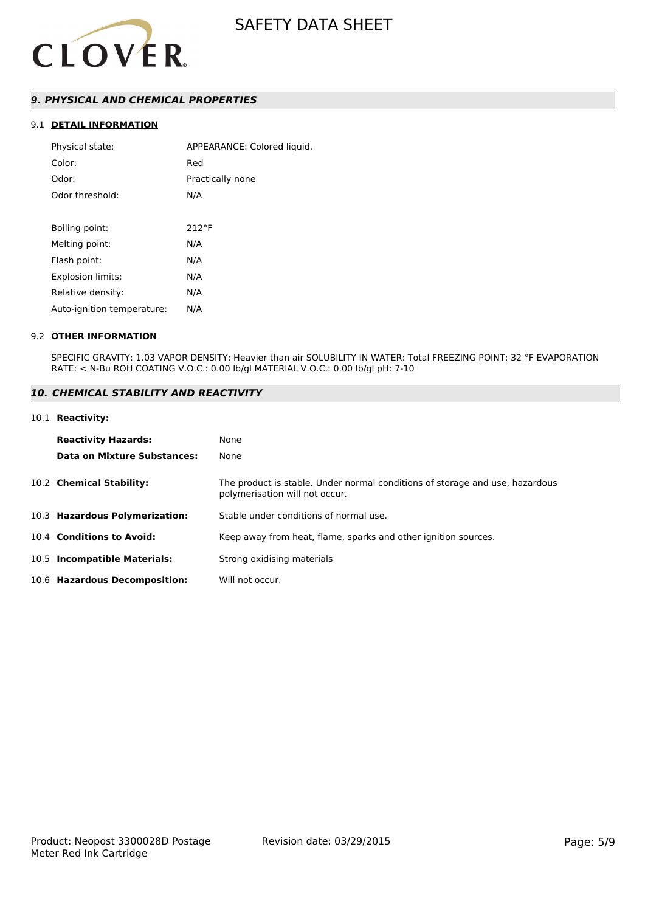## *9. PHYSICAL AND CHEMICAL PROPERTIES*

### 9.1 DETAIL INFORMATION

| | |
|---|---|
| Physical state: | APPEARANCE: Colored liquid. |
| Color: | Red |
| Odor: | Practically none |
| Odor threshold: | N/A |
| | |
| Boiling point: | 212°F |
| Melting point: | N/A |
| Flash point: | N/A |
| Explosion limits: | N/A |
| Relative density: | N/A |
| Auto-ignition temperature: | N/A |

### 9.2 OTHER INFORMATION

SPECIFIC GRAVITY: 1.03 VAPOR DENSITY: Heavier than air SOLUBILITY IN WATER: Total FREEZING POINT: 32 °F EVAPORATION RATE: < N-Bu ROH COATING V.O.C.: 0.00 lb/gl MATERIAL V.O.C.: 0.00 lb/gl pH: 7-10

## *10. CHEMICAL STABILITY AND REACTIVITY*

### 10.1 Reactivity:

| | |
|---|---|
| **Reactivity Hazards:** | None |
| **Data on Mixture Substances:** | None |

**10.2 Chemical Stability:** The product is stable. Under normal conditions of storage and use, hazardous polymerisation will not occur.

**10.3 Hazardous Polymerization:** Stable under conditions of normal use.

**10.4 Conditions to Avoid:** Keep away from heat, flame, sparks and other ignition sources.

**10.5 Incompatible Materials:** Strong oxidising materials

**10.6 Hazardous Decomposition:** Will not occur.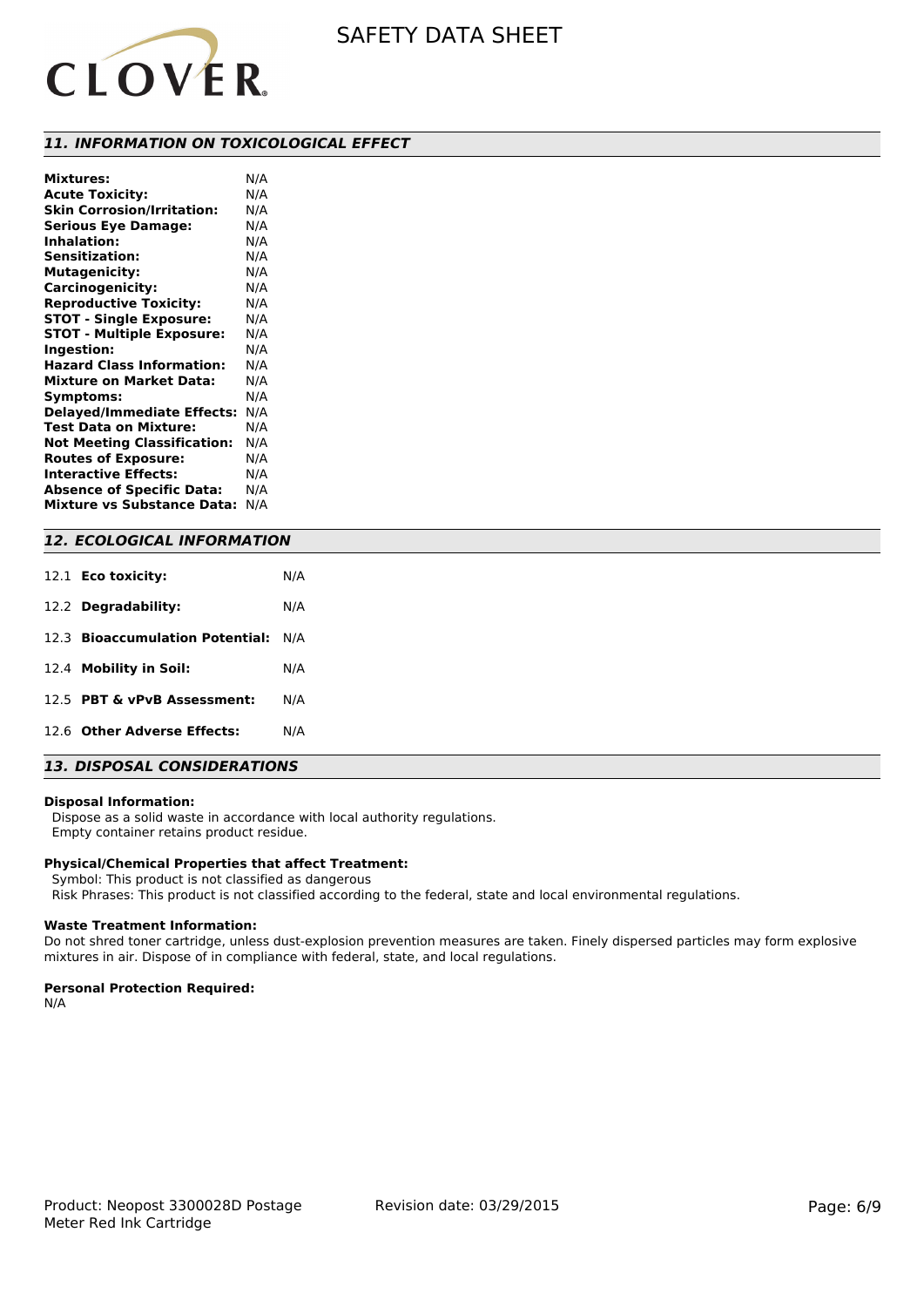## *11. INFORMATION ON TOXICOLOGICAL EFFECT*

| | |
|---|---|
| **Mixtures:** | N/A |
| **Acute Toxicity:** | N/A |
| **Skin Corrosion/Irritation:** | N/A |
| **Serious Eye Damage:** | N/A |
| **Inhalation:** | N/A |
| **Sensitization:** | N/A |
| **Mutagenicity:** | N/A |
| **Carcinogenicity:** | N/A |
| **Reproductive Toxicity:** | N/A |
| **STOT - Single Exposure:** | N/A |
| **STOT - Multiple Exposure:** | N/A |
| **Ingestion:** | N/A |
| **Hazard Class Information:** | N/A |
| **Mixture on Market Data:** | N/A |
| **Symptoms:** | N/A |
| **Delayed/Immediate Effects:** | N/A |
| **Test Data on Mixture:** | N/A |
| **Not Meeting Classification:** | N/A |
| **Routes of Exposure:** | N/A |
| **Interactive Effects:** | N/A |
| **Absence of Specific Data:** | N/A |
| **Mixture vs Substance Data:** | N/A |

## *12. ECOLOGICAL INFORMATION*

| | |
|---|---|
| 12.1 **Eco toxicity:** | N/A |
| 12.2 **Degradability:** | N/A |
| 12.3 **Bioaccumulation Potential:** | N/A |
| 12.4 **Mobility in Soil:** | N/A |
| 12.5 **PBT & vPvB Assessment:** | N/A |
| 12.6 **Other Adverse Effects:** | N/A |

## *13. DISPOSAL CONSIDERATIONS*

**Disposal Information:**

Dispose as a solid waste in accordance with local authority regulations.
Empty container retains product residue.

**Physical/Chemical Properties that affect Treatment:**

Symbol: This product is not classified as dangerous
Risk Phrases: This product is not classified according to the federal, state and local environmental regulations.

**Waste Treatment Information:**

Do not shred toner cartridge, unless dust-explosion prevention measures are taken. Finely dispersed particles may form explosive mixtures in air. Dispose of in compliance with federal, state, and local regulations.

**Personal Protection Required:**

N/A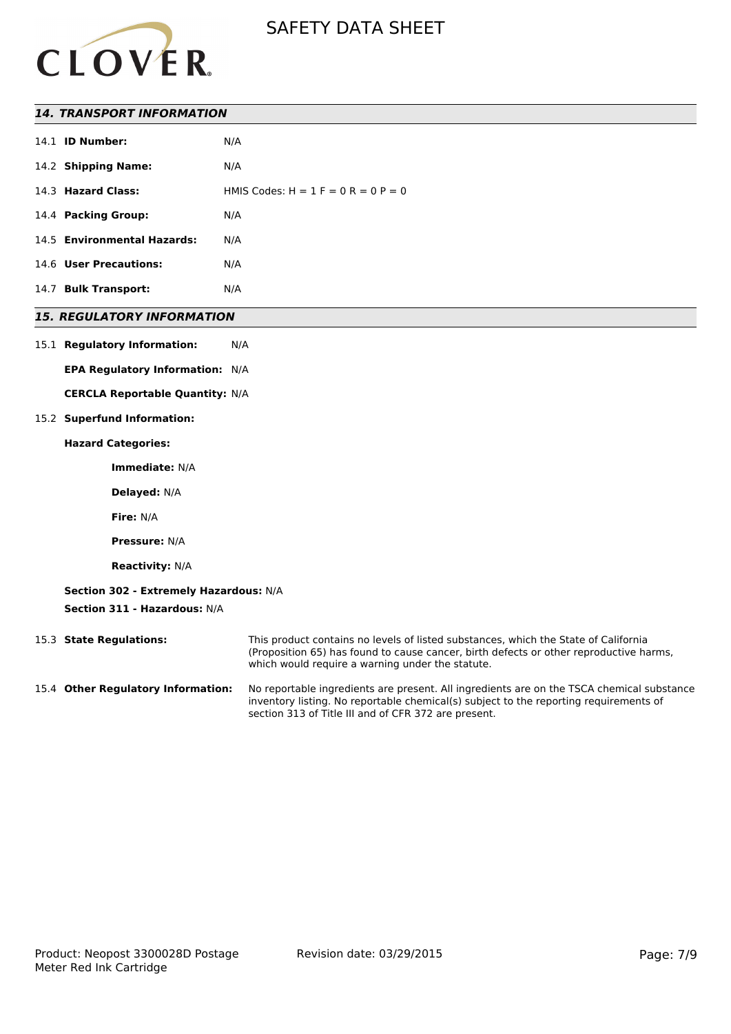## 14. TRANSPORT INFORMATION

14.1 **ID Number:** N/A

14.2 **Shipping Name:** N/A

14.3 **Hazard Class:** HMIS Codes: H = 1 F = 0 R = 0 P = 0

14.4 **Packing Group:** N/A

14.5 **Environmental Hazards:** N/A

14.6 **User Precautions:** N/A

14.7 **Bulk Transport:** N/A

## 15. REGULATORY INFORMATION

15.1 **Regulatory Information:** N/A

**EPA Regulatory Information:** N/A

**CERCLA Reportable Quantity:** N/A

15.2 **Superfund Information:**

**Hazard Categories:**

**Immediate:** N/A

**Delayed:** N/A

**Fire:** N/A

**Pressure:** N/A

**Reactivity:** N/A

**Section 302 - Extremely Hazardous:** N/A

**Section 311 - Hazardous:** N/A

15.3 **State Regulations:** This product contains no levels of listed substances, which the State of California (Proposition 65) has found to cause cancer, birth defects or other reproductive harms, which would require a warning under the statute.

15.4 **Other Regulatory Information:** No reportable ingredients are present. All ingredients are on the TSCA chemical substance inventory listing. No reportable chemical(s) subject to the reporting requirements of section 313 of Title III and of CFR 372 are present.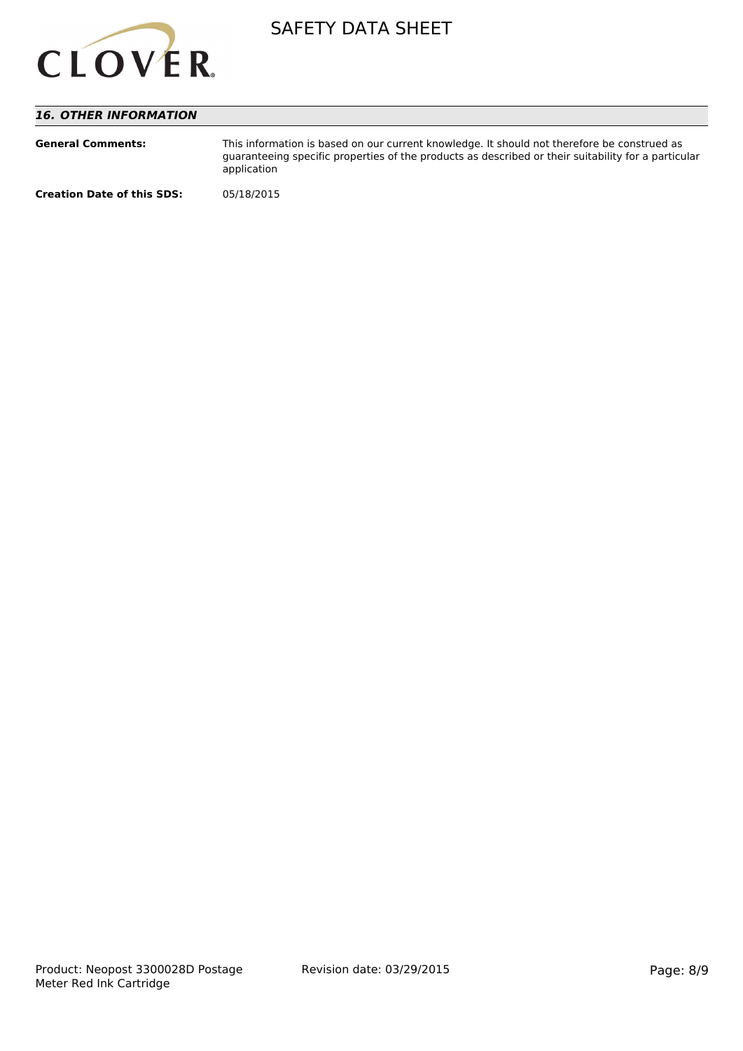## *16. OTHER INFORMATION*

**General Comments:** This information is based on our current knowledge. It should not therefore be construed as guaranteeing specific properties of the products as described or their suitability for a particular application

**Creation Date of this SDS:** 05/18/2015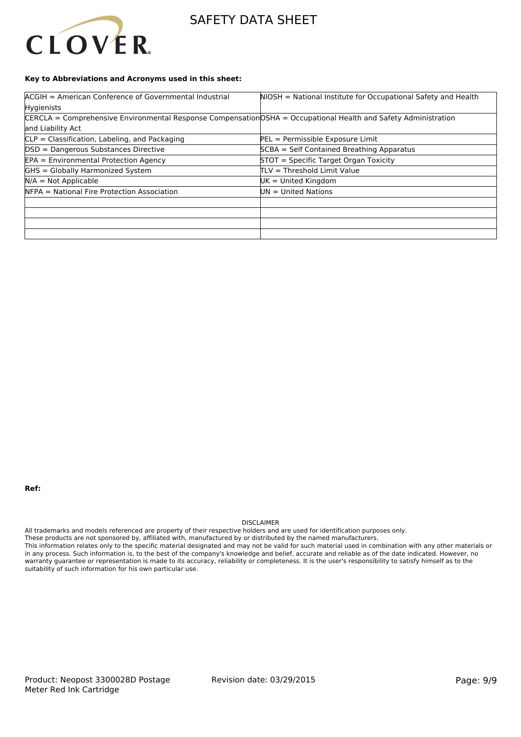**Key to Abbreviations and Acronyms used in this sheet:**

| | |
|---|---|
| ACGIH = American Conference of Governmental Industrial Hygienists | NIOSH = National Institute for Occupational Safety and Health |
| CERCLA = Comprehensive Environmental Response Compensation and Liability Act | OSHA = Occupational Health and Safety Administration |
| CLP = Classification, Labeling, and Packaging | PEL = Permissible Exposure Limit |
| DSD = Dangerous Substances Directive | SCBA = Self Contained Breathing Apparatus |
| EPA = Environmental Protection Agency | STOT = Specific Target Organ Toxicity |
| GHS = Globally Harmonized System | TLV = Threshold Limit Value |
| N/A = Not Applicable | UK = United Kingdom |
| NFPA = National Fire Protection Association | UN = United Nations |
| | |
| | |
| | |
| | |

**Ref:**

DISCLAIMER

All trademarks and models referenced are property of their respective holders and are used for identification purposes only.
These products are not sponsored by, affiliated with, manufactured by or distributed by the named manufacturers.
This information relates only to the specific material designated and may not be valid for such material used in combination with any other materials or in any process. Such information is, to the best of the company's knowledge and belief, accurate and reliable as of the date indicated. However, no warranty guarantee or representation is made to its accuracy, reliability or completeness. It is the user's responsibility to satisfy himself as to the suitability of such information for his own particular use.